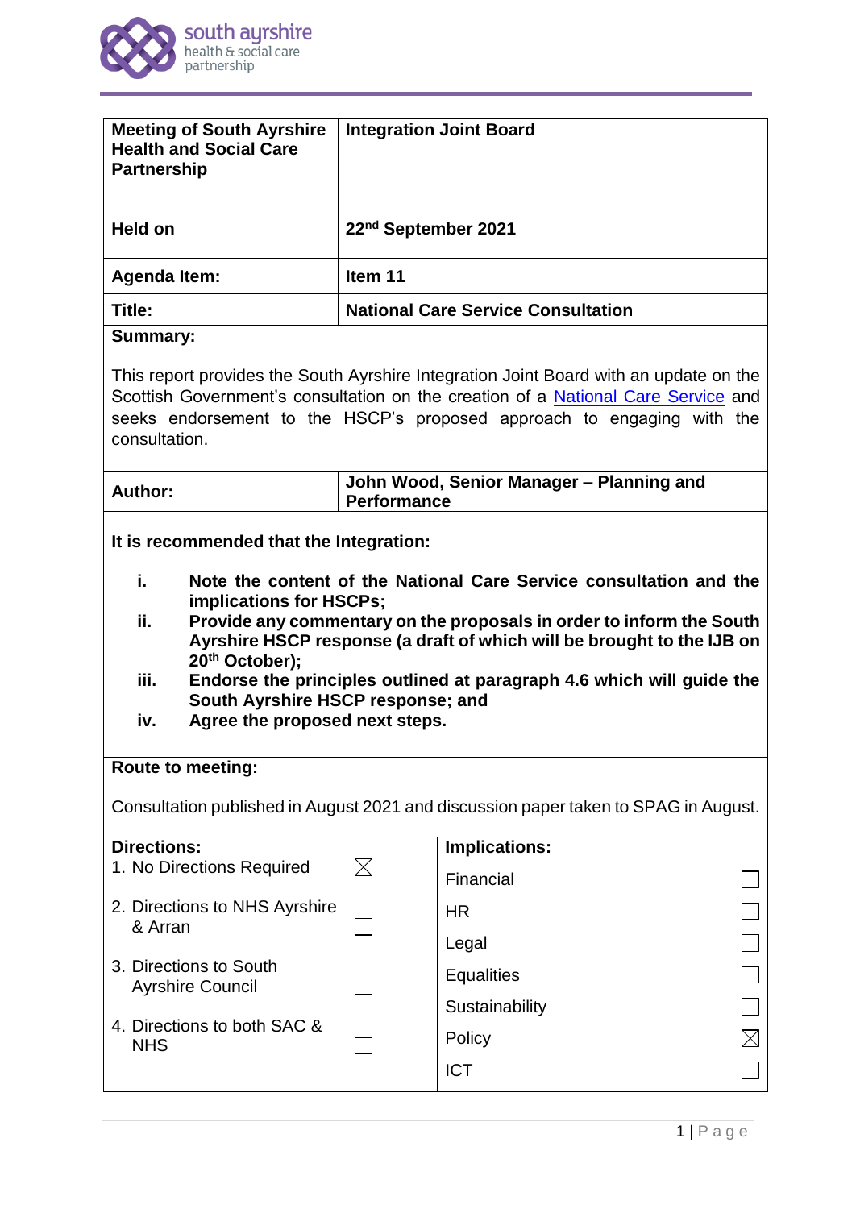south ayrshire
health & social care
partnership

| **Meeting of South Ayrshire Health and Social Care Partnership** | **Integration Joint Board** |
|---|---|
| **Held on** | **22nd September 2021** |
| **Agenda Item:** | **Item 11** |
| **Title:** | **National Care Service Consultation** |

**Summary:**

This report provides the South Ayrshire Integration Joint Board with an update on the Scottish Government's consultation on the creation of a National Care Service and seeks endorsement to the HSCP's proposed approach to engaging with the consultation.

| **Author:** | **John Wood, Senior Manager – Planning and Performance** |
|---|---|

**It is recommended that the Integration:**

- **i. Note the content of the National Care Service consultation and the implications for HSCPs;**
- **ii. Provide any commentary on the proposals in order to inform the South Ayrshire HSCP response (a draft of which will be brought to the IJB on 20th October);**
- **iii. Endorse the principles outlined at paragraph 4.6 which will guide the South Ayrshire HSCP response; and**
- **iv. Agree the proposed next steps.**

**Route to meeting:**

Consultation published in August 2021 and discussion paper taken to SPAG in August.

| **Directions:** | | **Implications:** | |
|---|---|---|---|
| 1. No Directions Required | ☒ | Financial | ☐ |
| 2. Directions to NHS Ayrshire & Arran | ☐ | HR | ☐ |
| 3. Directions to South Ayrshire Council | ☐ | Legal | ☐ |
| 4. Directions to both SAC & NHS | ☐ | Equalities | ☐ |
| | | Sustainability | ☐ |
| | | Policy | ☒ |
| | | ICT | ☐ |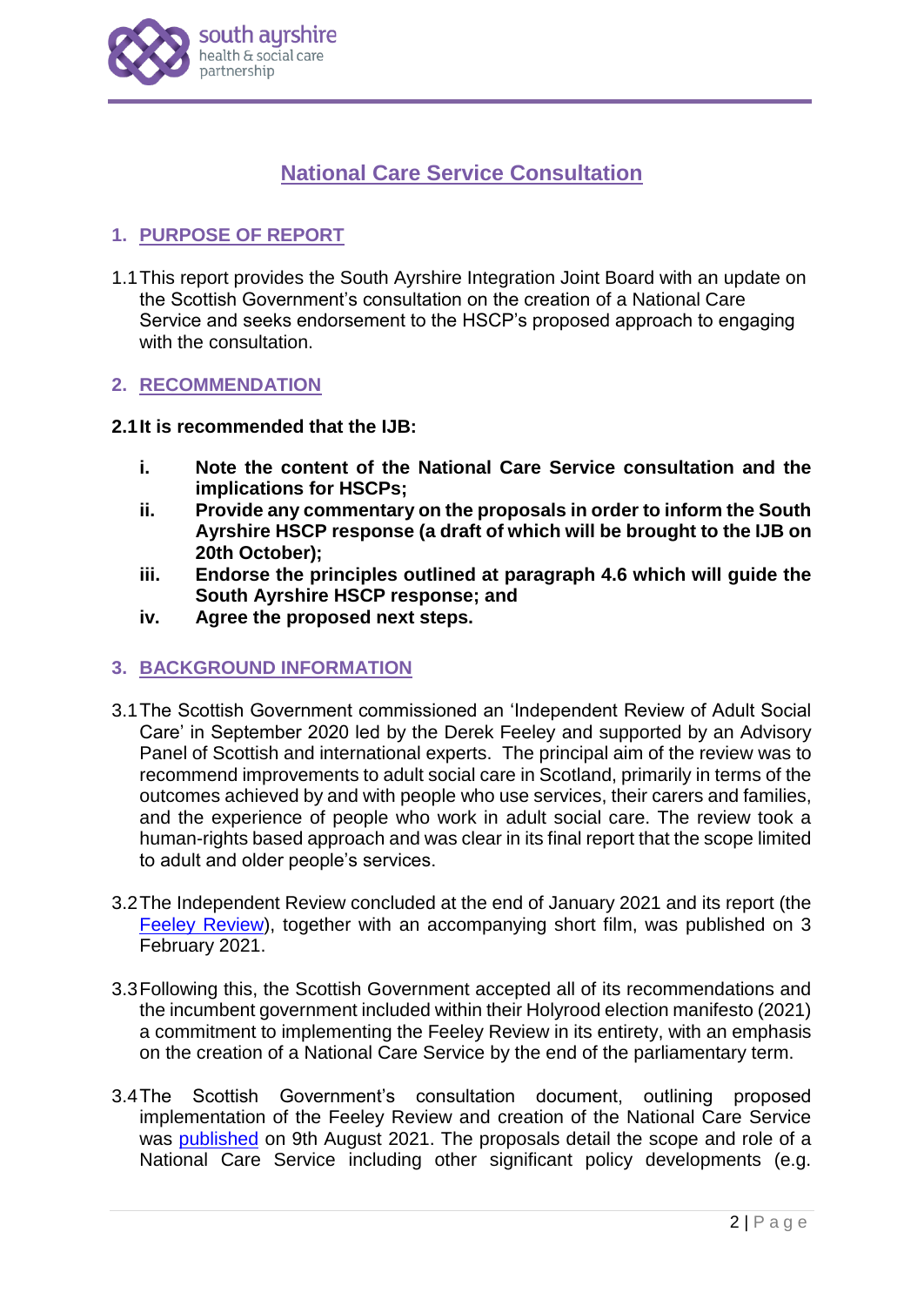# National Care Service Consultation

## 1. PURPOSE OF REPORT

1.1 This report provides the South Ayrshire Integration Joint Board with an update on the Scottish Government's consultation on the creation of a National Care Service and seeks endorsement to the HSCP's proposed approach to engaging with the consultation.

## 2. RECOMMENDATION

**2.1 It is recommended that the IJB:**

- **i. Note the content of the National Care Service consultation and the implications for HSCPs;**
- **ii. Provide any commentary on the proposals in order to inform the South Ayrshire HSCP response (a draft of which will be brought to the IJB on 20th October);**
- **iii. Endorse the principles outlined at paragraph 4.6 which will guide the South Ayrshire HSCP response; and**
- **iv. Agree the proposed next steps.**

## 3. BACKGROUND INFORMATION

3.1 The Scottish Government commissioned an 'Independent Review of Adult Social Care' in September 2020 led by the Derek Feeley and supported by an Advisory Panel of Scottish and international experts. The principal aim of the review was to recommend improvements to adult social care in Scotland, primarily in terms of the outcomes achieved by and with people who use services, their carers and families, and the experience of people who work in adult social care. The review took a human-rights based approach and was clear in its final report that the scope limited to adult and older people's services.

3.2 The Independent Review concluded at the end of January 2021 and its report (the Feeley Review), together with an accompanying short film, was published on 3 February 2021.

3.3 Following this, the Scottish Government accepted all of its recommendations and the incumbent government included within their Holyrood election manifesto (2021) a commitment to implementing the Feeley Review in its entirety, with an emphasis on the creation of a National Care Service by the end of the parliamentary term.

3.4 The Scottish Government's consultation document, outlining proposed implementation of the Feeley Review and creation of the National Care Service was published on 9th August 2021. The proposals detail the scope and role of a National Care Service including other significant policy developments (e.g.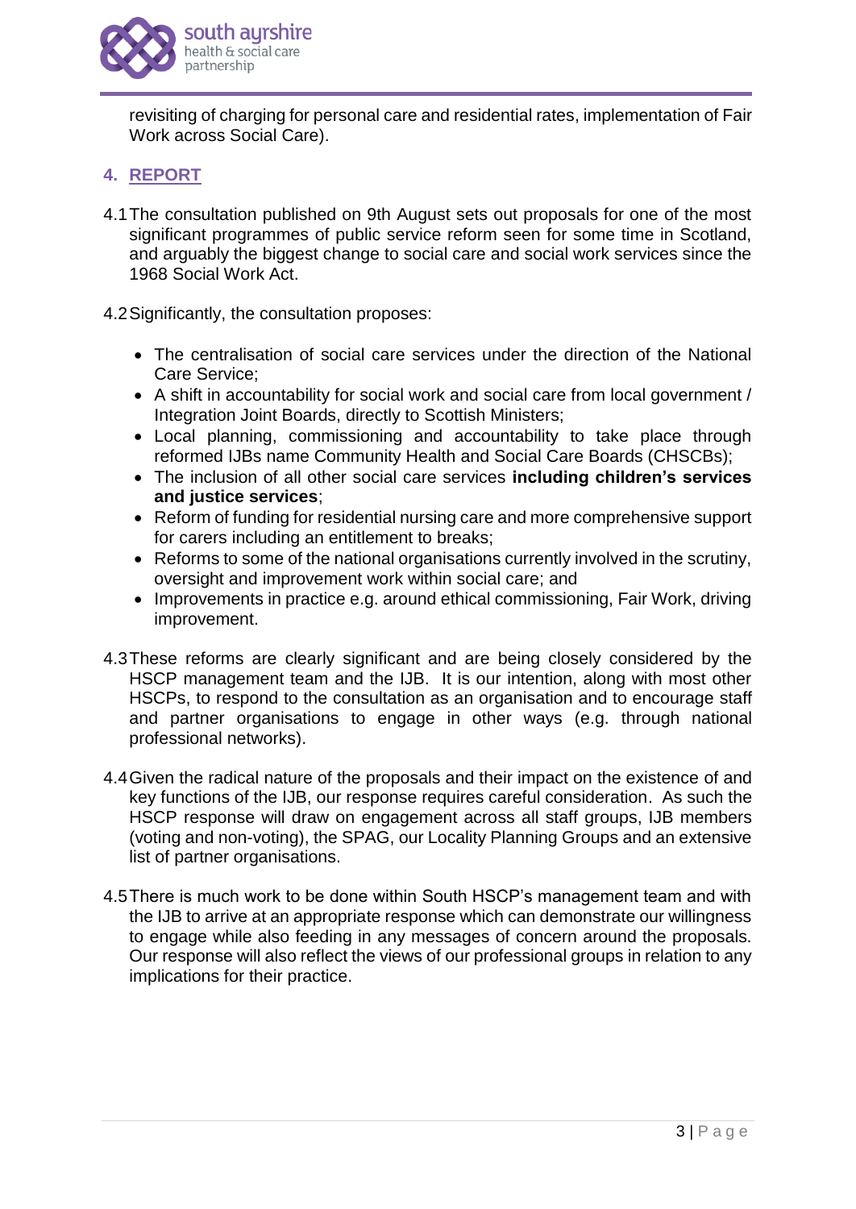revisiting of charging for personal care and residential rates, implementation of Fair Work across Social Care).

## 4. REPORT

4.1 The consultation published on 9th August sets out proposals for one of the most significant programmes of public service reform seen for some time in Scotland, and arguably the biggest change to social care and social work services since the 1968 Social Work Act.

4.2 Significantly, the consultation proposes:

- The centralisation of social care services under the direction of the National Care Service;
- A shift in accountability for social work and social care from local government / Integration Joint Boards, directly to Scottish Ministers;
- Local planning, commissioning and accountability to take place through reformed IJBs name Community Health and Social Care Boards (CHSCBs);
- The inclusion of all other social care services **including children's services and justice services**;
- Reform of funding for residential nursing care and more comprehensive support for carers including an entitlement to breaks;
- Reforms to some of the national organisations currently involved in the scrutiny, oversight and improvement work within social care; and
- Improvements in practice e.g. around ethical commissioning, Fair Work, driving improvement.

4.3 These reforms are clearly significant and are being closely considered by the HSCP management team and the IJB. It is our intention, along with most other HSCPs, to respond to the consultation as an organisation and to encourage staff and partner organisations to engage in other ways (e.g. through national professional networks).

4.4 Given the radical nature of the proposals and their impact on the existence of and key functions of the IJB, our response requires careful consideration. As such the HSCP response will draw on engagement across all staff groups, IJB members (voting and non-voting), the SPAG, our Locality Planning Groups and an extensive list of partner organisations.

4.5 There is much work to be done within South HSCP's management team and with the IJB to arrive at an appropriate response which can demonstrate our willingness to engage while also feeding in any messages of concern around the proposals. Our response will also reflect the views of our professional groups in relation to any implications for their practice.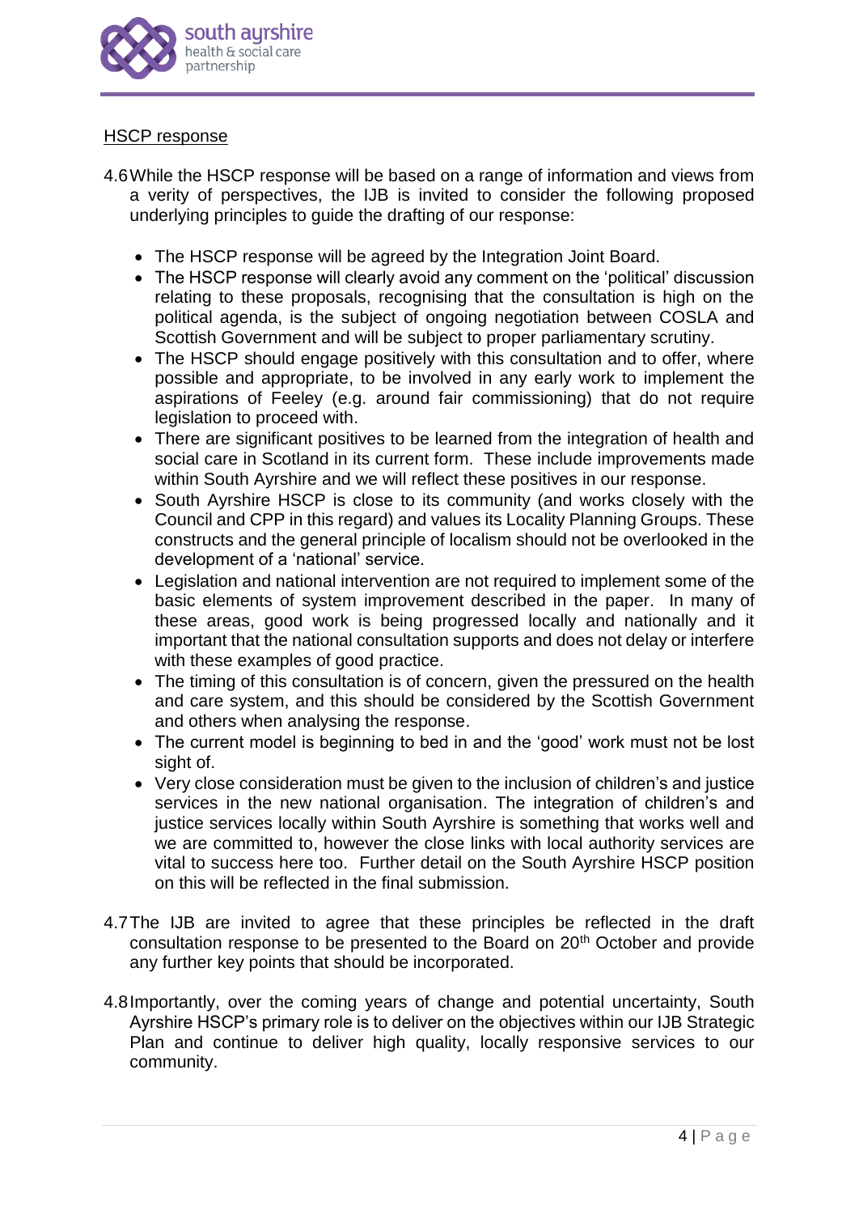<u>HSCP response</u>

4.6 While the HSCP response will be based on a range of information and views from a verity of perspectives, the IJB is invited to consider the following proposed underlying principles to guide the drafting of our response:

- The HSCP response will be agreed by the Integration Joint Board.
- The HSCP response will clearly avoid any comment on the 'political' discussion relating to these proposals, recognising that the consultation is high on the political agenda, is the subject of ongoing negotiation between COSLA and Scottish Government and will be subject to proper parliamentary scrutiny.
- The HSCP should engage positively with this consultation and to offer, where possible and appropriate, to be involved in any early work to implement the aspirations of Feeley (e.g. around fair commissioning) that do not require legislation to proceed with.
- There are significant positives to be learned from the integration of health and social care in Scotland in its current form. These include improvements made within South Ayrshire and we will reflect these positives in our response.
- South Ayrshire HSCP is close to its community (and works closely with the Council and CPP in this regard) and values its Locality Planning Groups. These constructs and the general principle of localism should not be overlooked in the development of a 'national' service.
- Legislation and national intervention are not required to implement some of the basic elements of system improvement described in the paper. In many of these areas, good work is being progressed locally and nationally and it important that the national consultation supports and does not delay or interfere with these examples of good practice.
- The timing of this consultation is of concern, given the pressured on the health and care system, and this should be considered by the Scottish Government and others when analysing the response.
- The current model is beginning to bed in and the 'good' work must not be lost sight of.
- Very close consideration must be given to the inclusion of children's and justice services in the new national organisation. The integration of children's and justice services locally within South Ayrshire is something that works well and we are committed to, however the close links with local authority services are vital to success here too. Further detail on the South Ayrshire HSCP position on this will be reflected in the final submission.

4.7 The IJB are invited to agree that these principles be reflected in the draft consultation response to be presented to the Board on 20th October and provide any further key points that should be incorporated.

4.8 Importantly, over the coming years of change and potential uncertainty, South Ayrshire HSCP's primary role is to deliver on the objectives within our IJB Strategic Plan and continue to deliver high quality, locally responsive services to our community.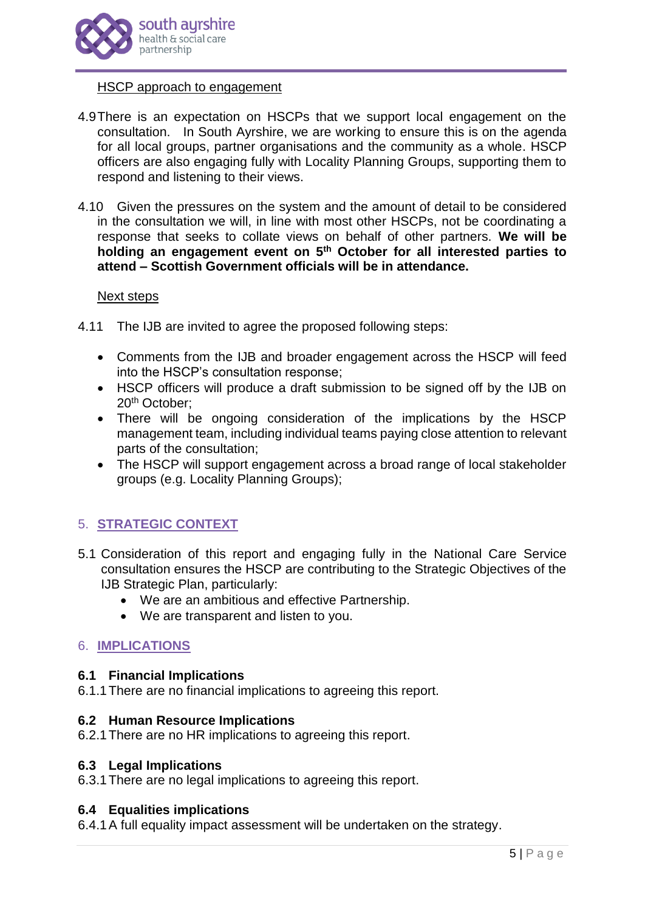HSCP approach to engagement

4.9 There is an expectation on HSCPs that we support local engagement on the consultation. In South Ayrshire, we are working to ensure this is on the agenda for all local groups, partner organisations and the community as a whole. HSCP officers are also engaging fully with Locality Planning Groups, supporting them to respond and listening to their views.

4.10 Given the pressures on the system and the amount of detail to be considered in the consultation we will, in line with most other HSCPs, not be coordinating a response that seeks to collate views on behalf of other partners. **We will be holding an engagement event on 5th October for all interested parties to attend – Scottish Government officials will be in attendance.**

Next steps

4.11 The IJB are invited to agree the proposed following steps:

- Comments from the IJB and broader engagement across the HSCP will feed into the HSCP's consultation response;
- HSCP officers will produce a draft submission to be signed off by the IJB on 20th October;
- There will be ongoing consideration of the implications by the HSCP management team, including individual teams paying close attention to relevant parts of the consultation;
- The HSCP will support engagement across a broad range of local stakeholder groups (e.g. Locality Planning Groups);

## 5. STRATEGIC CONTEXT

5.1 Consideration of this report and engaging fully in the National Care Service consultation ensures the HSCP are contributing to the Strategic Objectives of the IJB Strategic Plan, particularly:

- We are an ambitious and effective Partnership.
- We are transparent and listen to you.

## 6. IMPLICATIONS

### 6.1 Financial Implications

6.1.1 There are no financial implications to agreeing this report.

### 6.2 Human Resource Implications

6.2.1 There are no HR implications to agreeing this report.

### 6.3 Legal Implications

6.3.1 There are no legal implications to agreeing this report.

### 6.4 Equalities implications

6.4.1 A full equality impact assessment will be undertaken on the strategy.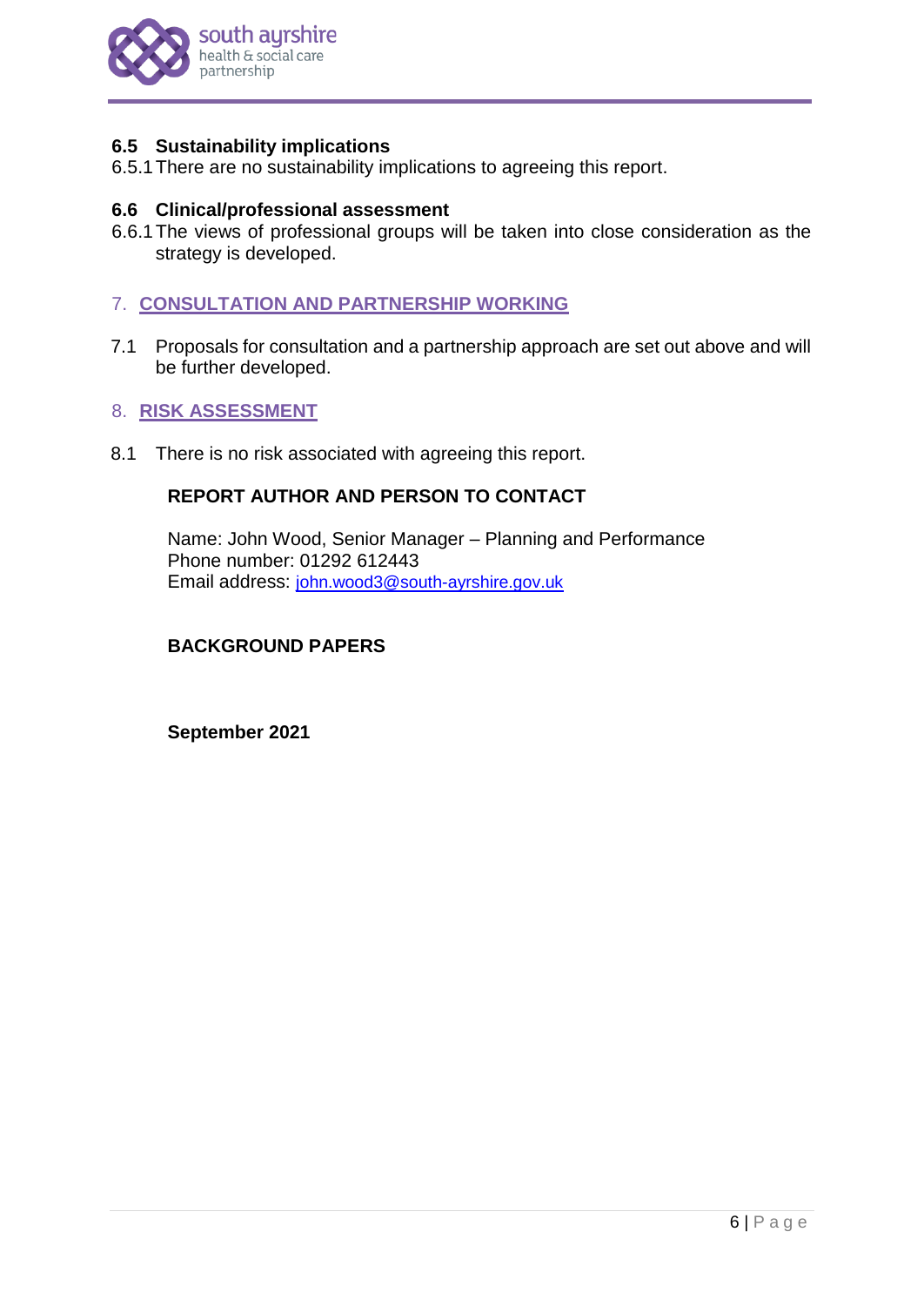### 6.5 Sustainability implications

6.5.1 There are no sustainability implications to agreeing this report.

### 6.6 Clinical/professional assessment

6.6.1 The views of professional groups will be taken into close consideration as the strategy is developed.

## 7. CONSULTATION AND PARTNERSHIP WORKING

7.1 Proposals for consultation and a partnership approach are set out above and will be further developed.

## 8. RISK ASSESSMENT

8.1 There is no risk associated with agreeing this report.

**REPORT AUTHOR AND PERSON TO CONTACT**

Name: John Wood, Senior Manager – Planning and Performance
Phone number: 01292 612443
Email address: john.wood3@south-ayrshire.gov.uk

**BACKGROUND PAPERS**

**September 2021**